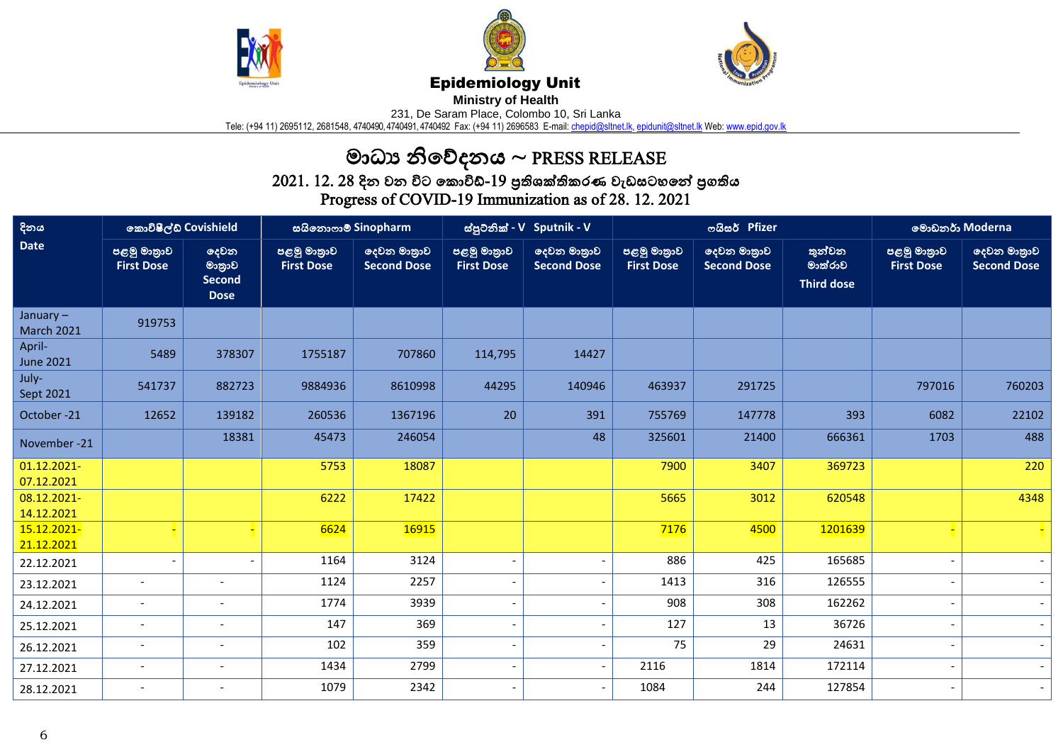**Epidemiology Unit**

**Ministry of Health**

231, De Saram Place, Colombo 10, Sri Lanka

Tele: (+94 11) 2695112, 2681548, 4740490, 4740491, 4740492 Fax: (+94 11) 2696583 E-mail: chepid@sltnet.lk, epidunit@sltnet.lk Web: www.epid.gov.lk

# මාධ්‍ය නිවේදනය ~ PRESS RELEASE

## 2021. 12. 28 දින වන විට කොවිඩ්-19 ප්‍රතිශක්තිකරණ වැඩසටහනේ ප්‍රගතිය
## Progress of COVID-19 Immunization as of 28. 12. 2021

| දිනය Date | කොවිෂීල්ඩ් Covishield | | සයිනොෆාම් Sinopharm | | ස්පුට්නික් - V Sputnik - V | | ෆයිසර් Pfizer | | | මොඩනර් Moderna | |
|---|---|---|---|---|---|---|---|---|---|---|---|
| | පළමු මාත්‍රාව First Dose | දෙවන මාත්‍රාව Second Dose | පළමු මාත්‍රාව First Dose | දෙවන මාත්‍රාව Second Dose | පළමු මාත්‍රාව First Dose | දෙවන මාත්‍රාව Second Dose | පළමු මාත්‍රාව First Dose | දෙවන මාත්‍රාව Second Dose | තුන්වන මාත්රාව Third dose | පළමු මාත්‍රාව First Dose | දෙවන මාත්‍රාව Second Dose |
| January – March 2021 | 919753 | | | | | | | | | | |
| April- June 2021 | 5489 | 378307 | 1755187 | 707860 | 114,795 | 14427 | | | | | |
| July- Sept 2021 | 541737 | 882723 | 9884936 | 8610998 | 44295 | 140946 | 463937 | 291725 | | 797016 | 760203 |
| October -21 | 12652 | 139182 | 260536 | 1367196 | 20 | 391 | 755769 | 147778 | 393 | 6082 | 22102 |
| November -21 | | 18381 | 45473 | 246054 | | 48 | 325601 | 21400 | 666361 | 1703 | 488 |
| 01.12.2021-07.12.2021 | | | 5753 | 18087 | | | 7900 | 3407 | 369723 | | 220 |
| 08.12.2021-14.12.2021 | | | 6222 | 17422 | | | 5665 | 3012 | 620548 | | 4348 |
| 15.12.2021-21.12.2021 | - | - | 6624 | 16915 | | | 7176 | 4500 | 1201639 | - | - |
| 22.12.2021 | - | - | 1164 | 3124 | - | - | 886 | 425 | 165685 | - | - |
| 23.12.2021 | - | - | 1124 | 2257 | - | - | 1413 | 316 | 126555 | - | - |
| 24.12.2021 | - | - | 1774 | 3939 | - | - | 908 | 308 | 162262 | - | - |
| 25.12.2021 | - | - | 147 | 369 | - | - | 127 | 13 | 36726 | - | - |
| 26.12.2021 | - | - | 102 | 359 | - | - | 75 | 29 | 24631 | - | - |
| 27.12.2021 | - | - | 1434 | 2799 | - | - | 2116 | 1814 | 172114 | - | - |
| 28.12.2021 | - | - | 1079 | 2342 | - | - | 1084 | 244 | 127854 | - | - |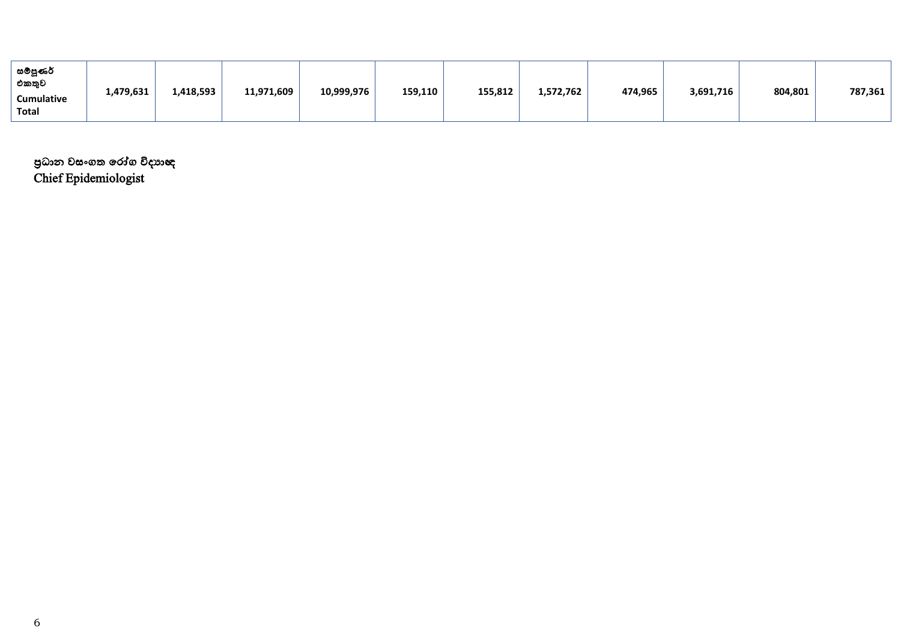| | | | | | | | | | | | |
|---|---|---|---|---|---|---|---|---|---|---|---|
| සම්පූර්ණ එකතුව **Cumulative Total** | **1,479,631** | **1,418,593** | **11,971,609** | **10,999,976** | **159,110** | **155,812** | **1,572,762** | **474,965** | **3,691,716** | **804,801** | **787,361** |

ප්‍රධාන වසංගත රෝග විද්‍යාඥ
Chief Epidemiologist